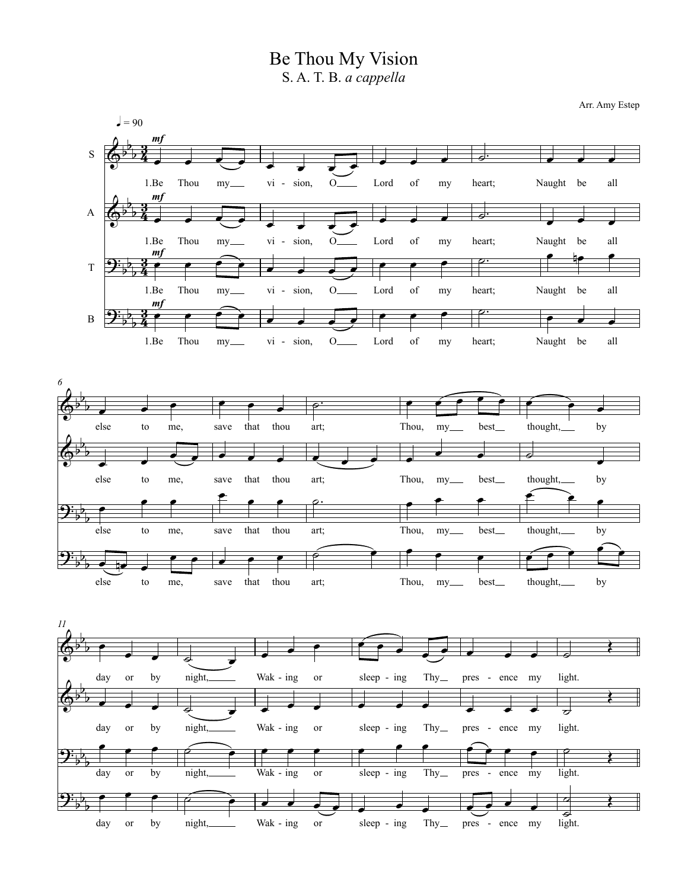# Be Thou My Vision

S. A. T. B. *a cappella*

Arr. Amy Estep

♩ = 90

S, A, T, B — *mf*

1.Be Thou my vision, O Lord of my heart;
Naught be all else to me, save that thou art;
Thou, my best thought, by day or by night,
Waking or sleeping Thy presence my light.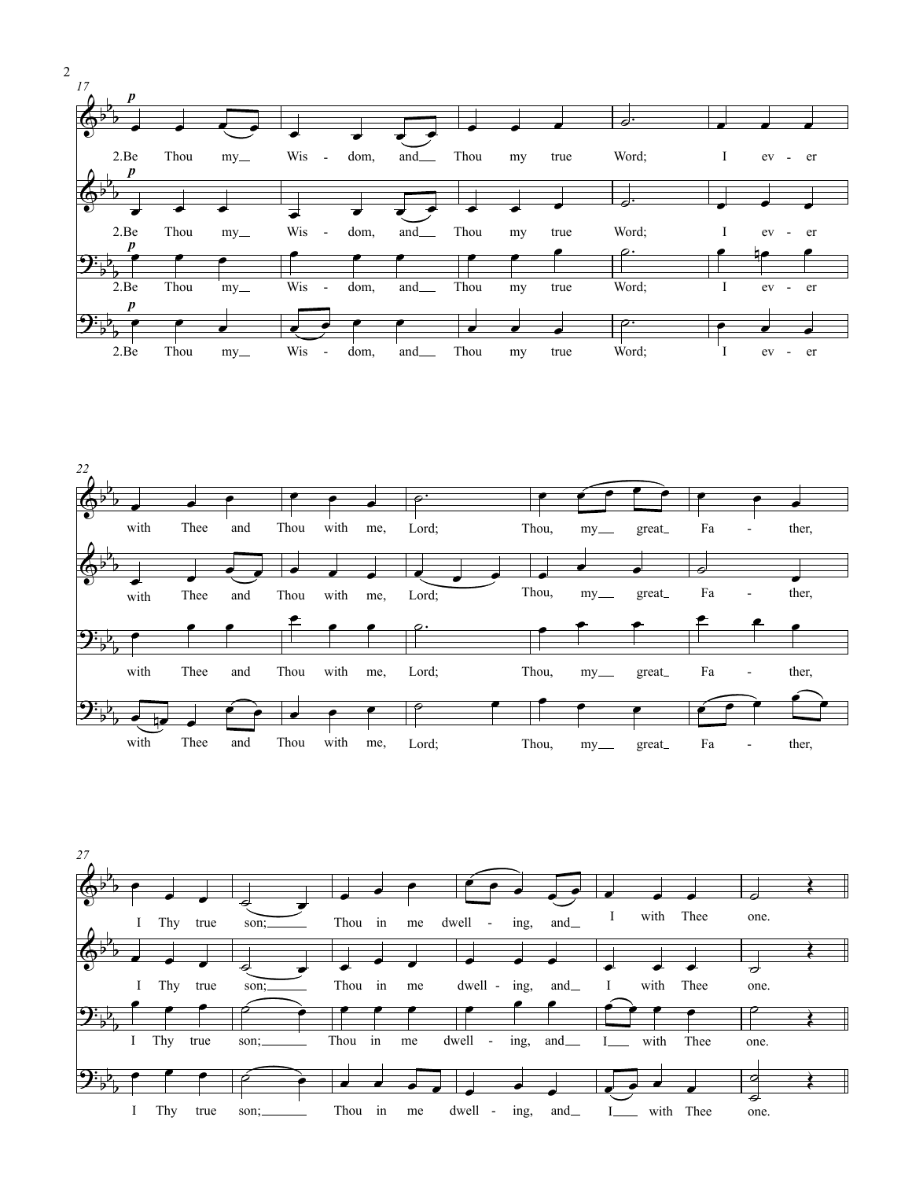2.Be Thou my Wisdom, and Thou my true Word;
I ever with Thee and Thou with me, Lord;
Thou, my great Father, I Thy true son;
Thou in me dwelling, and I with Thee one.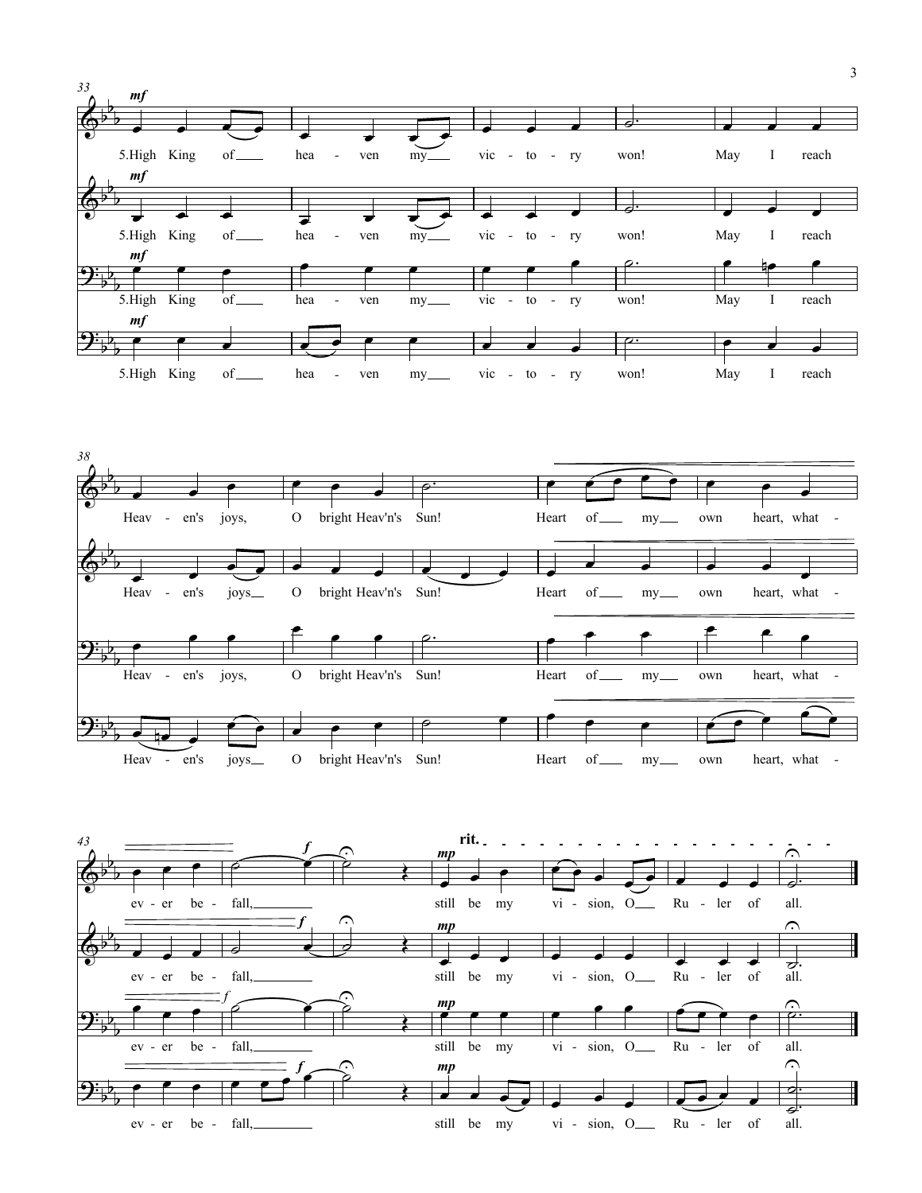5. High King of heaven my victory won!
May I reach Heaven's joys, O bright Heav'n's Sun!
Heart of my own heart, whatever befall,
still be my vision, O Ruler of all.